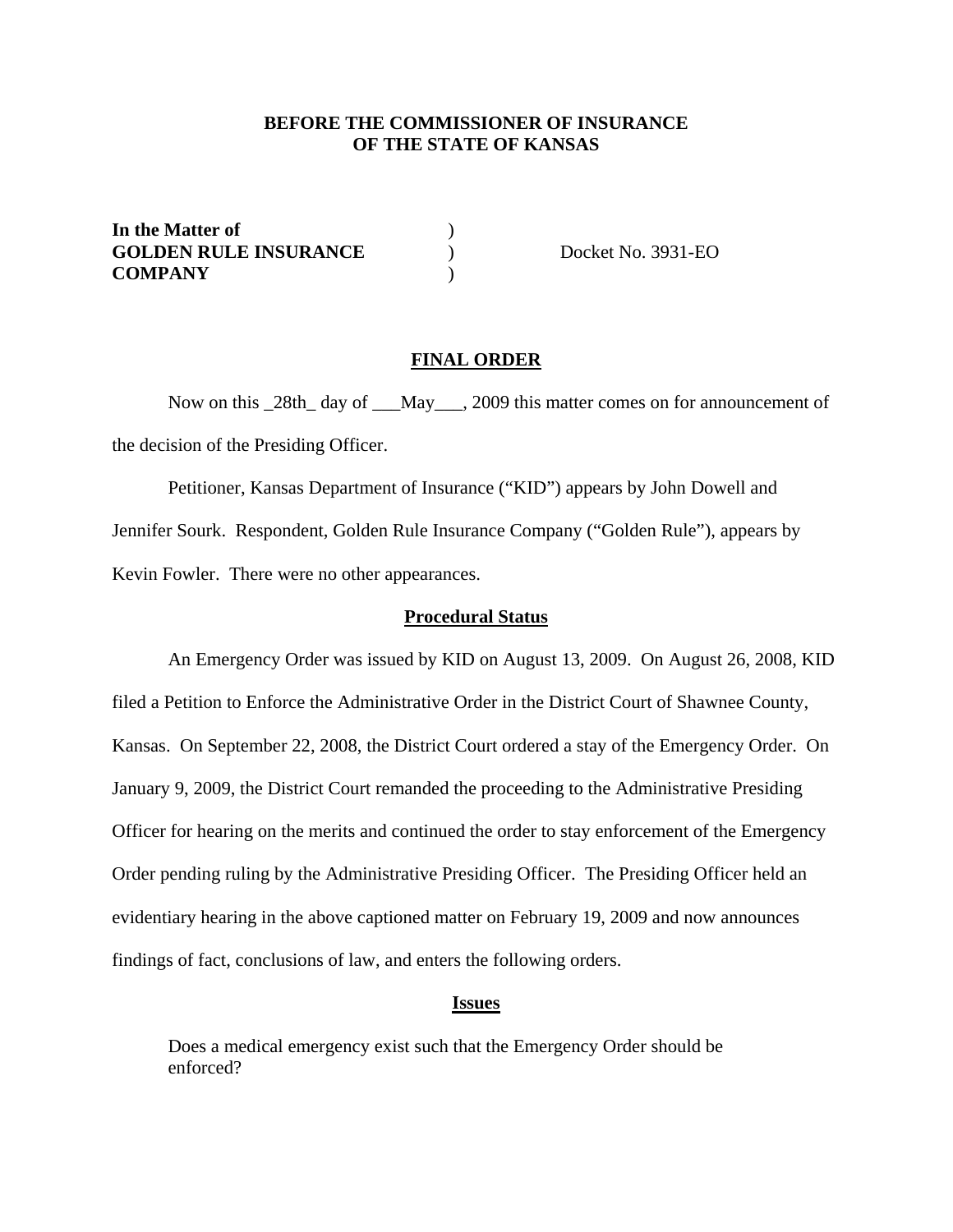**BEFORE THE COMMISSIONER OF INSURANCE**
**OF THE STATE OF KANSAS**

**In the Matter of** )
**GOLDEN RULE INSURANCE** ) Docket No. 3931-EO
**COMPANY** )

## FINAL ORDER

Now on this _28th_ day of ___May___, 2009 this matter comes on for announcement of the decision of the Presiding Officer.

Petitioner, Kansas Department of Insurance ("KID") appears by John Dowell and Jennifer Sourk. Respondent, Golden Rule Insurance Company ("Golden Rule"), appears by Kevin Fowler. There were no other appearances.

### Procedural Status

An Emergency Order was issued by KID on August 13, 2009. On August 26, 2008, KID filed a Petition to Enforce the Administrative Order in the District Court of Shawnee County, Kansas. On September 22, 2008, the District Court ordered a stay of the Emergency Order. On January 9, 2009, the District Court remanded the proceeding to the Administrative Presiding Officer for hearing on the merits and continued the order to stay enforcement of the Emergency Order pending ruling by the Administrative Presiding Officer. The Presiding Officer held an evidentiary hearing in the above captioned matter on February 19, 2009 and now announces findings of fact, conclusions of law, and enters the following orders.

### Issues

Does a medical emergency exist such that the Emergency Order should be enforced?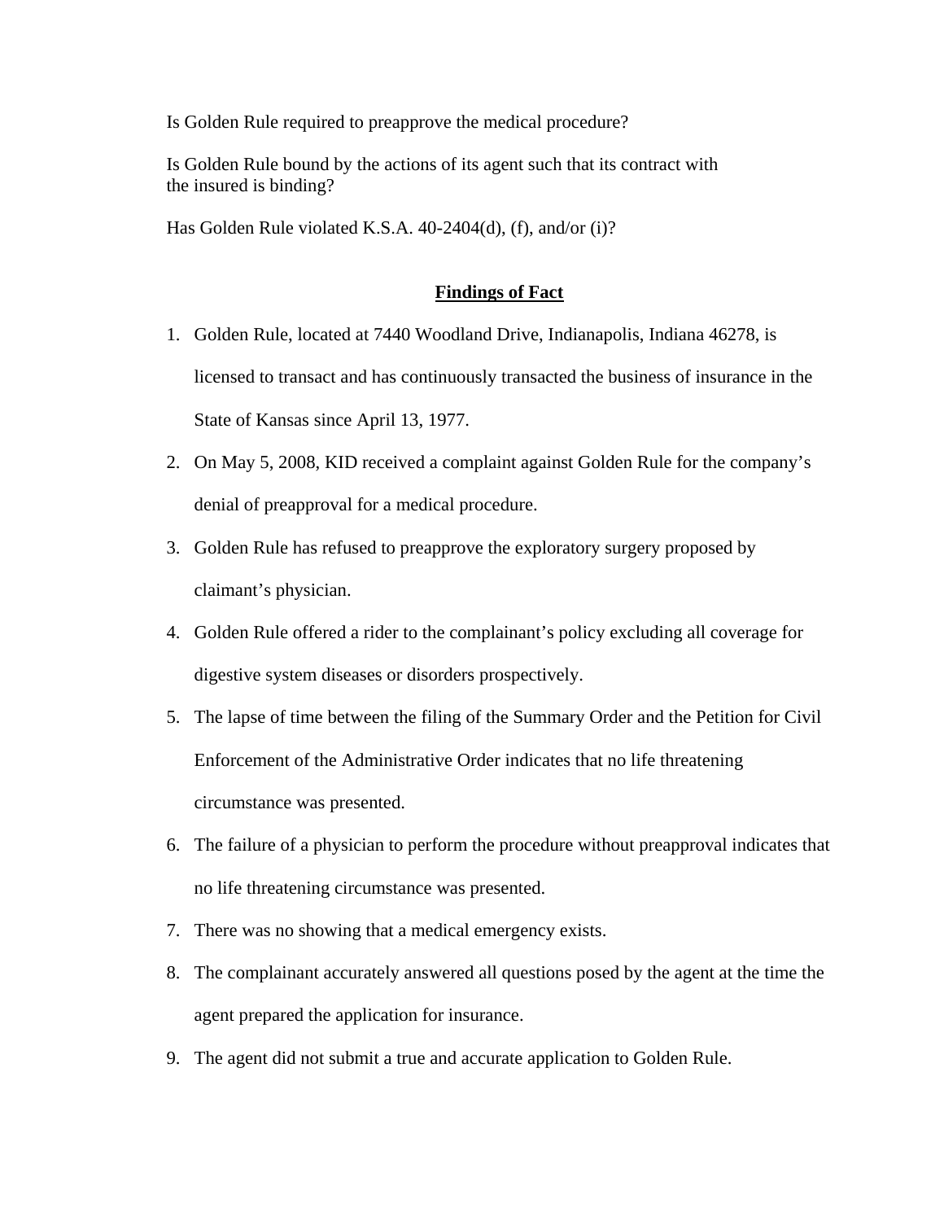Is Golden Rule required to preapprove the medical procedure?

Is Golden Rule bound by the actions of its agent such that its contract with the insured is binding?

Has Golden Rule violated K.S.A. 40-2404(d), (f), and/or (i)?

## Findings of Fact

1. Golden Rule, located at 7440 Woodland Drive, Indianapolis, Indiana 46278, is licensed to transact and has continuously transacted the business of insurance in the State of Kansas since April 13, 1977.
2. On May 5, 2008, KID received a complaint against Golden Rule for the company's denial of preapproval for a medical procedure.
3. Golden Rule has refused to preapprove the exploratory surgery proposed by claimant's physician.
4. Golden Rule offered a rider to the complainant's policy excluding all coverage for digestive system diseases or disorders prospectively.
5. The lapse of time between the filing of the Summary Order and the Petition for Civil Enforcement of the Administrative Order indicates that no life threatening circumstance was presented.
6. The failure of a physician to perform the procedure without preapproval indicates that no life threatening circumstance was presented.
7. There was no showing that a medical emergency exists.
8. The complainant accurately answered all questions posed by the agent at the time the agent prepared the application for insurance.
9. The agent did not submit a true and accurate application to Golden Rule.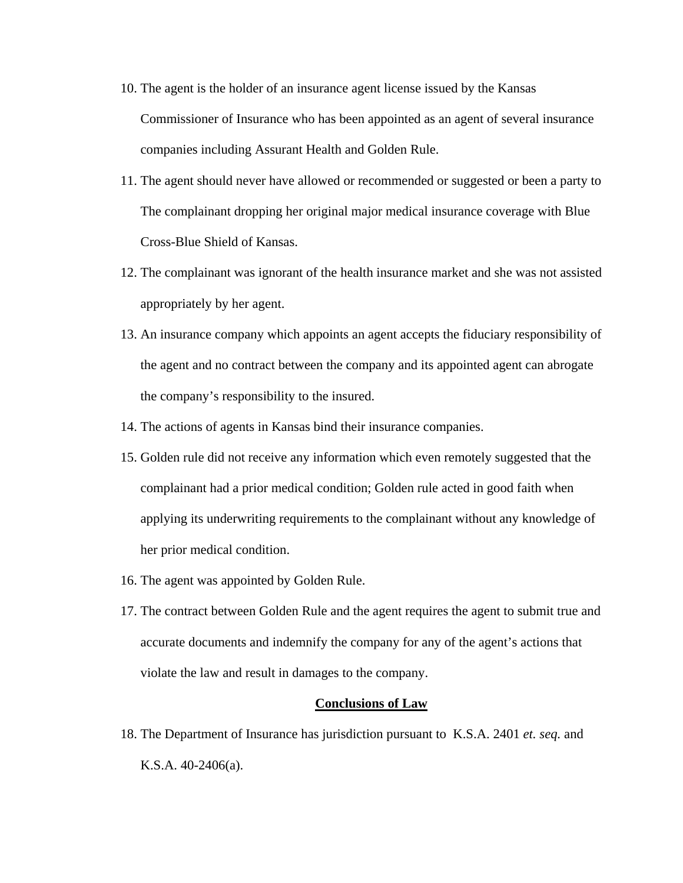10. The agent is the holder of an insurance agent license issued by the Kansas Commissioner of Insurance who has been appointed as an agent of several insurance companies including Assurant Health and Golden Rule.
11. The agent should never have allowed or recommended or suggested or been a party to The complainant dropping her original major medical insurance coverage with Blue Cross-Blue Shield of Kansas.
12. The complainant was ignorant of the health insurance market and she was not assisted appropriately by her agent.
13. An insurance company which appoints an agent accepts the fiduciary responsibility of the agent and no contract between the company and its appointed agent can abrogate the company's responsibility to the insured.
14. The actions of agents in Kansas bind their insurance companies.
15. Golden rule did not receive any information which even remotely suggested that the complainant had a prior medical condition; Golden rule acted in good faith when applying its underwriting requirements to the complainant without any knowledge of her prior medical condition.
16. The agent was appointed by Golden Rule.
17. The contract between Golden Rule and the agent requires the agent to submit true and accurate documents and indemnify the company for any of the agent's actions that violate the law and result in damages to the company.

**Conclusions of Law**

18. The Department of Insurance has jurisdiction pursuant to K.S.A. 2401 *et. seq.* and K.S.A. 40-2406(a).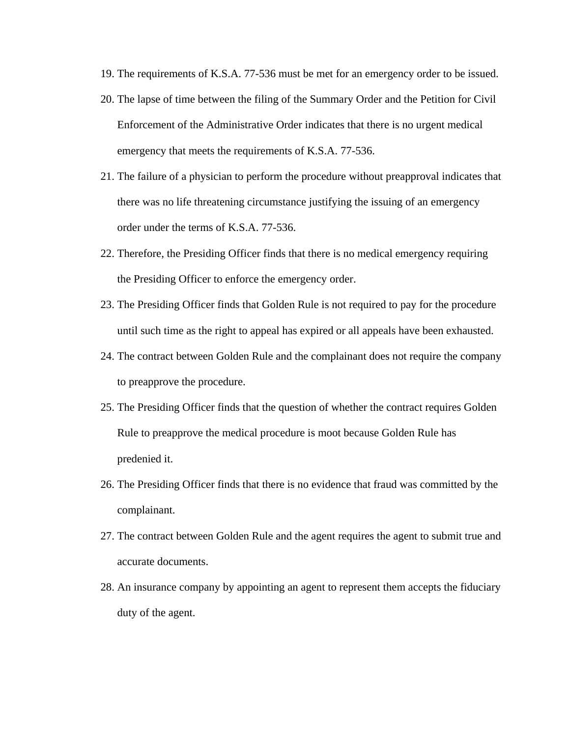19. The requirements of K.S.A. 77-536 must be met for an emergency order to be issued.
20. The lapse of time between the filing of the Summary Order and the Petition for Civil Enforcement of the Administrative Order indicates that there is no urgent medical emergency that meets the requirements of K.S.A. 77-536.
21. The failure of a physician to perform the procedure without preapproval indicates that there was no life threatening circumstance justifying the issuing of an emergency order under the terms of K.S.A. 77-536.
22. Therefore, the Presiding Officer finds that there is no medical emergency requiring the Presiding Officer to enforce the emergency order.
23. The Presiding Officer finds that Golden Rule is not required to pay for the procedure until such time as the right to appeal has expired or all appeals have been exhausted.
24. The contract between Golden Rule and the complainant does not require the company to preapprove the procedure.
25. The Presiding Officer finds that the question of whether the contract requires Golden Rule to preapprove the medical procedure is moot because Golden Rule has predenied it.
26. The Presiding Officer finds that there is no evidence that fraud was committed by the complainant.
27. The contract between Golden Rule and the agent requires the agent to submit true and accurate documents.
28. An insurance company by appointing an agent to represent them accepts the fiduciary duty of the agent.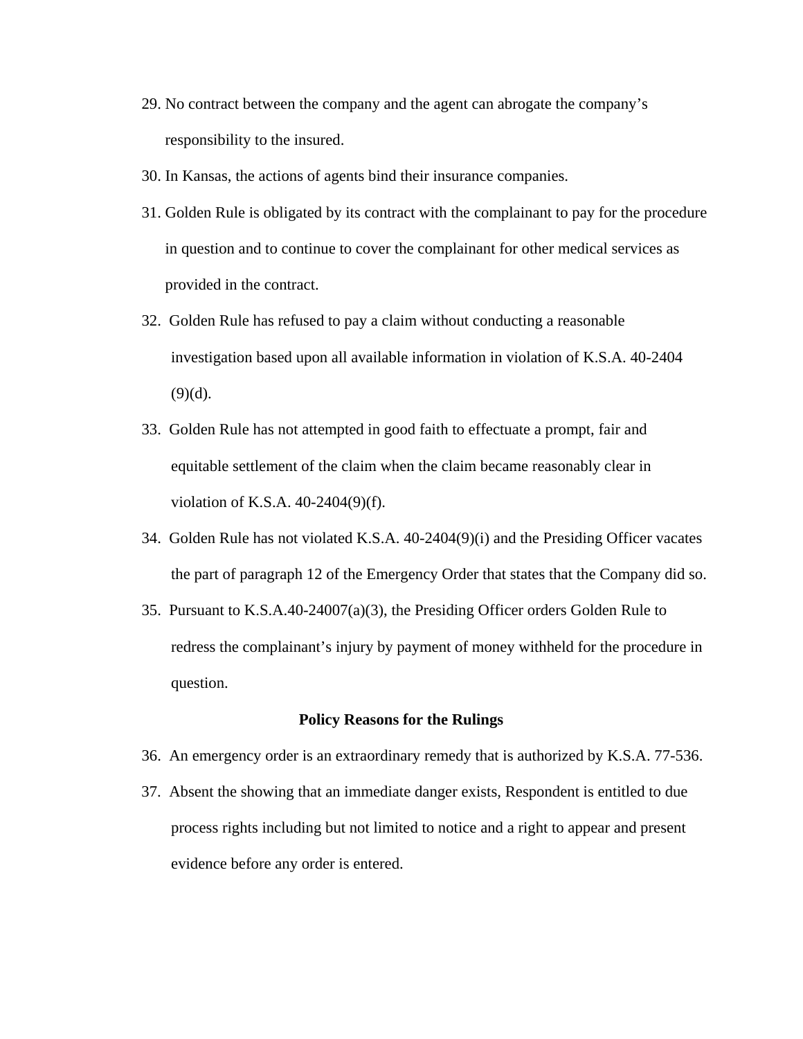29. No contract between the company and the agent can abrogate the company's responsibility to the insured.

30. In Kansas, the actions of agents bind their insurance companies.

31. Golden Rule is obligated by its contract with the complainant to pay for the procedure in question and to continue to cover the complainant for other medical services as provided in the contract.

32. Golden Rule has refused to pay a claim without conducting a reasonable investigation based upon all available information in violation of K.S.A. 40-2404 (9)(d).

33. Golden Rule has not attempted in good faith to effectuate a prompt, fair and equitable settlement of the claim when the claim became reasonably clear in violation of K.S.A. 40-2404(9)(f).

34. Golden Rule has not violated K.S.A. 40-2404(9)(i) and the Presiding Officer vacates the part of paragraph 12 of the Emergency Order that states that the Company did so.

35. Pursuant to K.S.A.40-24007(a)(3), the Presiding Officer orders Golden Rule to redress the complainant's injury by payment of money withheld for the procedure in question.

**Policy Reasons for the Rulings**

36. An emergency order is an extraordinary remedy that is authorized by K.S.A. 77-536.

37. Absent the showing that an immediate danger exists, Respondent is entitled to due process rights including but not limited to notice and a right to appear and present evidence before any order is entered.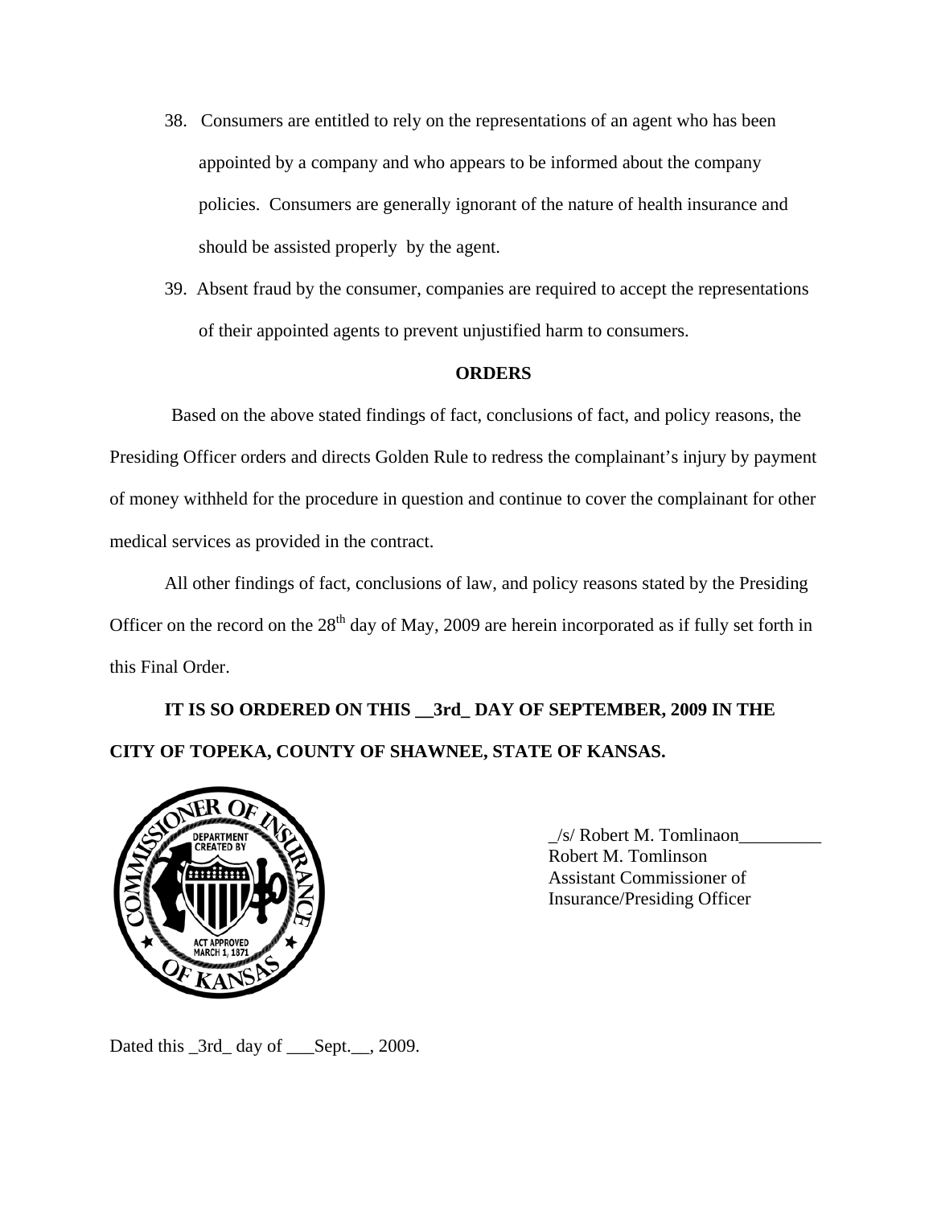38. Consumers are entitled to rely on the representations of an agent who has been appointed by a company and who appears to be informed about the company policies. Consumers are generally ignorant of the nature of health insurance and should be assisted properly by the agent.

39. Absent fraud by the consumer, companies are required to accept the representations of their appointed agents to prevent unjustified harm to consumers.

**ORDERS**

Based on the above stated findings of fact, conclusions of fact, and policy reasons, the Presiding Officer orders and directs Golden Rule to redress the complainant's injury by payment of money withheld for the procedure in question and continue to cover the complainant for other medical services as provided in the contract.

All other findings of fact, conclusions of law, and policy reasons stated by the Presiding Officer on the record on the 28th day of May, 2009 are herein incorporated as if fully set forth in this Final Order.

**IT IS SO ORDERED ON THIS __3rd_ DAY OF SEPTEMBER, 2009 IN THE CITY OF TOPEKA, COUNTY OF SHAWNEE, STATE OF KANSAS.**

_/s/ Robert M. Tomlinaon_________
Robert M. Tomlinson
Assistant Commissioner of
Insurance/Presiding Officer

Dated this _3rd_ day of ___Sept.__, 2009.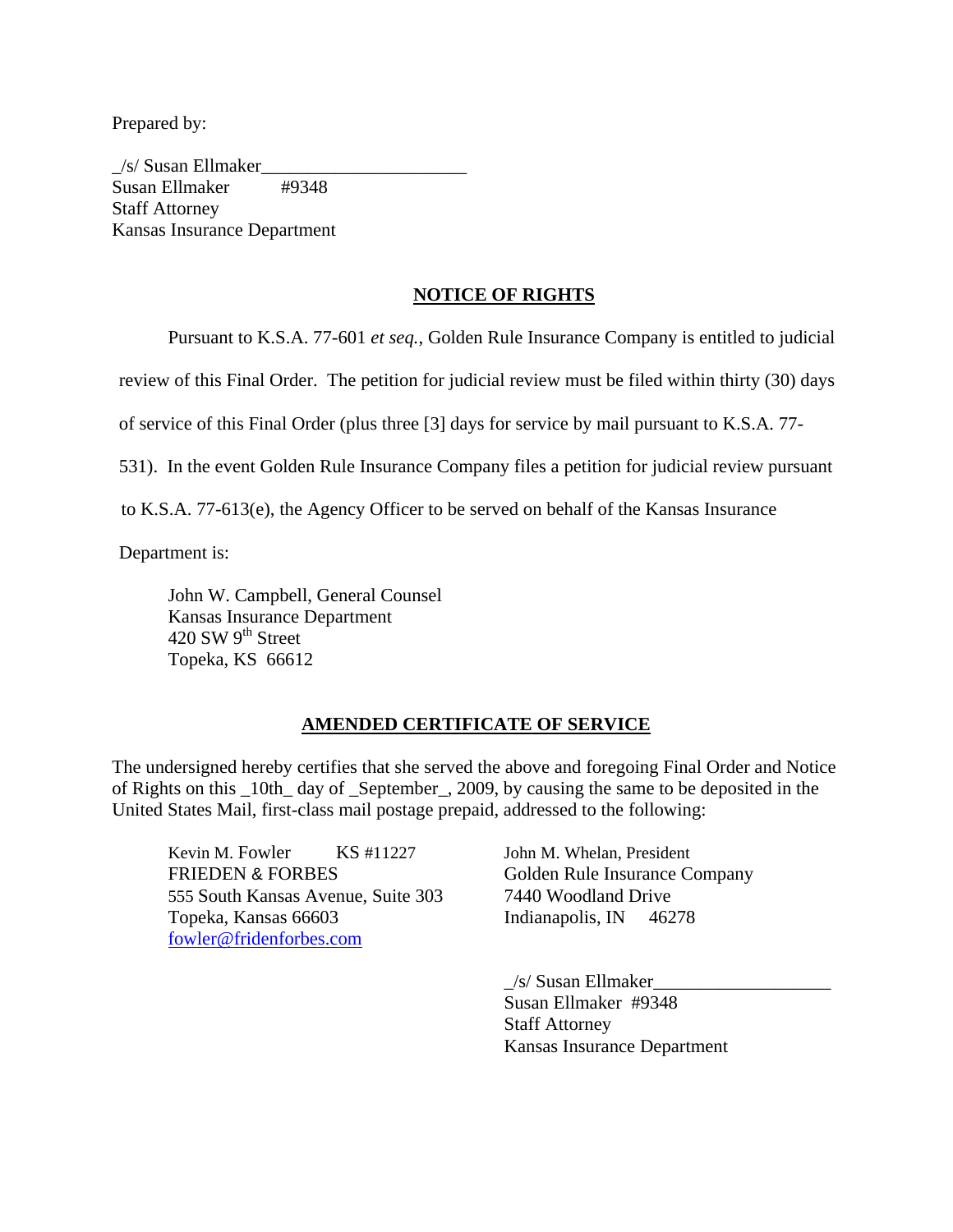Prepared by:

_/s/ Susan Ellmaker______________________
Susan Ellmaker #9348
Staff Attorney
Kansas Insurance Department

## NOTICE OF RIGHTS

Pursuant to K.S.A. 77-601 *et seq.*, Golden Rule Insurance Company is entitled to judicial review of this Final Order. The petition for judicial review must be filed within thirty (30) days of service of this Final Order (plus three [3] days for service by mail pursuant to K.S.A. 77-531). In the event Golden Rule Insurance Company files a petition for judicial review pursuant to K.S.A. 77-613(e), the Agency Officer to be served on behalf of the Kansas Insurance Department is:

John W. Campbell, General Counsel
Kansas Insurance Department
420 SW 9th Street
Topeka, KS 66612

## AMENDED CERTIFICATE OF SERVICE

The undersigned hereby certifies that she served the above and foregoing Final Order and Notice of Rights on this _10th_ day of _September_, 2009, by causing the same to be deposited in the United States Mail, first-class mail postage prepaid, addressed to the following:

Kevin M. Fowler KS #11227
FRIEDEN & FORBES
555 South Kansas Avenue, Suite 303
Topeka, Kansas 66603
fowler@fridenforbes.com

John M. Whelan, President
Golden Rule Insurance Company
7440 Woodland Drive
Indianapolis, IN 46278

_/s/ Susan Ellmaker___________________
Susan Ellmaker #9348
Staff Attorney
Kansas Insurance Department